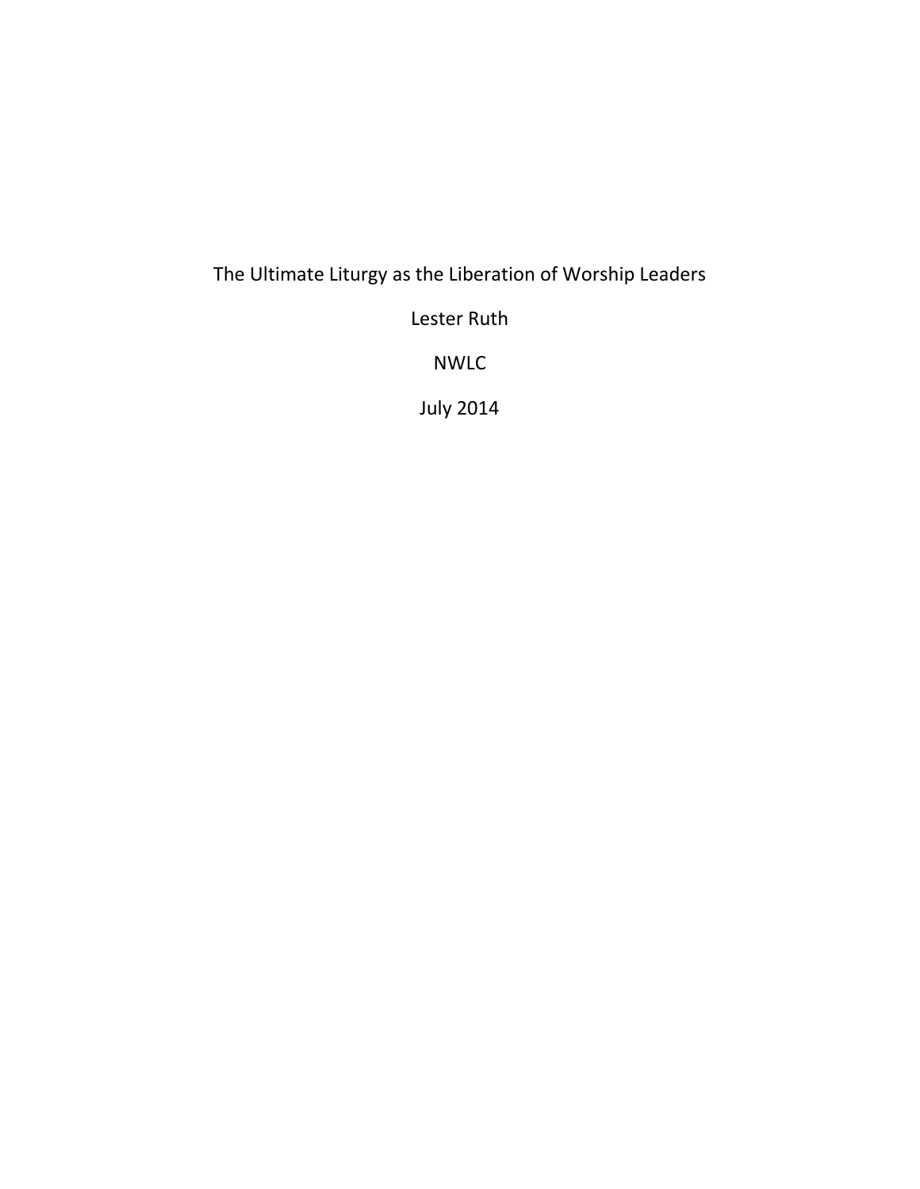# The Ultimate Liturgy as the Liberation of Worship Leaders

Lester Ruth

NWLC

July 2014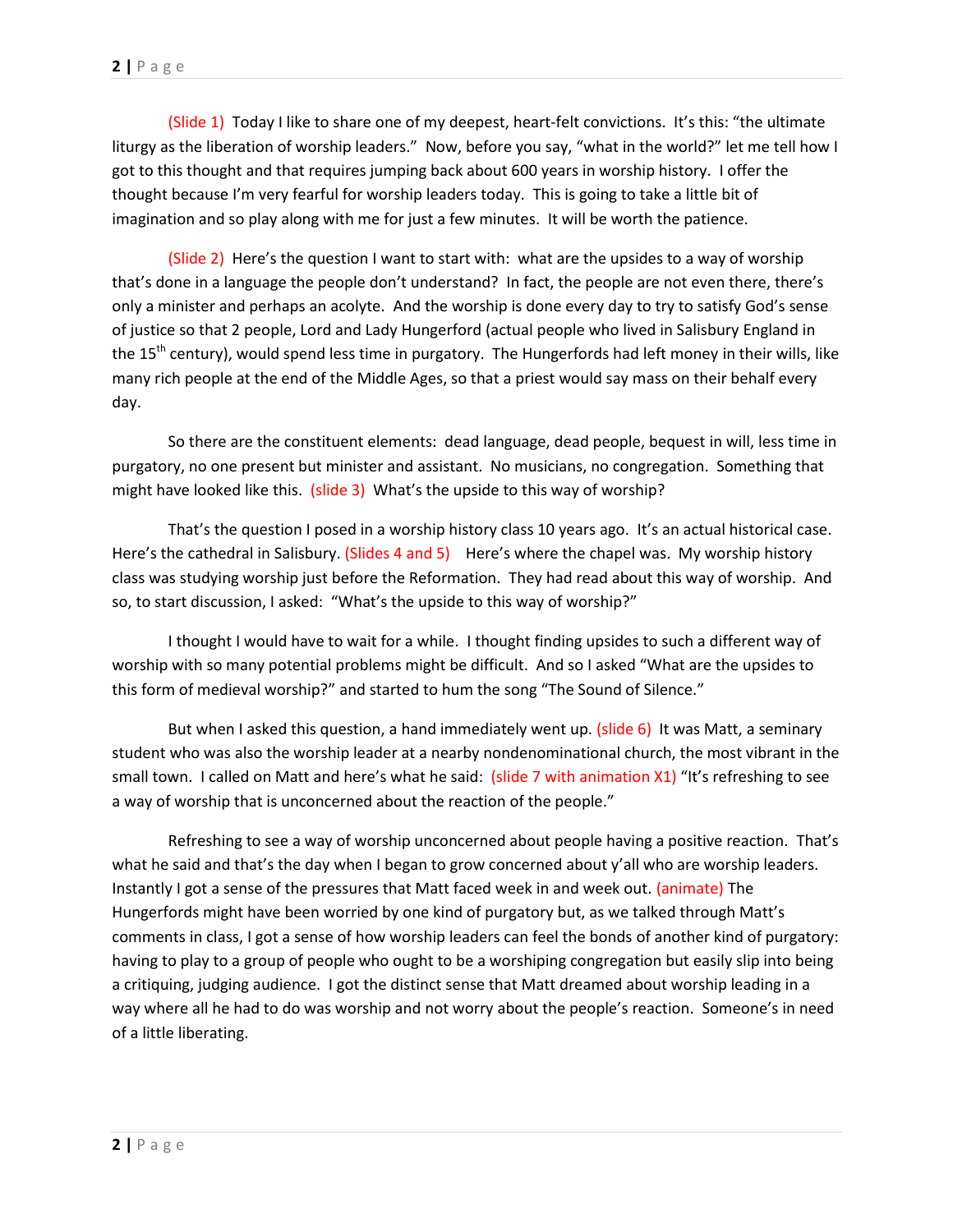(Slide 1) Today I like to share one of my deepest, heart-felt convictions. It's this: "the ultimate liturgy as the liberation of worship leaders." Now, before you say, "what in the world?" let me tell how I got to this thought and that requires jumping back about 600 years in worship history. I offer the thought because I'm very fearful for worship leaders today. This is going to take a little bit of imagination and so play along with me for just a few minutes. It will be worth the patience.

(Slide 2) Here's the question I want to start with: what are the upsides to a way of worship that's done in a language the people don't understand? In fact, the people are not even there, there's only a minister and perhaps an acolyte. And the worship is done every day to try to satisfy God's sense of justice so that 2 people, Lord and Lady Hungerford (actual people who lived in Salisbury England in the 15th century), would spend less time in purgatory. The Hungerfords had left money in their wills, like many rich people at the end of the Middle Ages, so that a priest would say mass on their behalf every day.

So there are the constituent elements: dead language, dead people, bequest in will, less time in purgatory, no one present but minister and assistant. No musicians, no congregation. Something that might have looked like this. (slide 3) What's the upside to this way of worship?

That's the question I posed in a worship history class 10 years ago. It's an actual historical case. Here's the cathedral in Salisbury. (Slides 4 and 5) Here's where the chapel was. My worship history class was studying worship just before the Reformation. They had read about this way of worship. And so, to start discussion, I asked: "What's the upside to this way of worship?"

I thought I would have to wait for a while. I thought finding upsides to such a different way of worship with so many potential problems might be difficult. And so I asked "What are the upsides to this form of medieval worship?" and started to hum the song "The Sound of Silence."

But when I asked this question, a hand immediately went up. (slide 6) It was Matt, a seminary student who was also the worship leader at a nearby nondenominational church, the most vibrant in the small town. I called on Matt and here's what he said: (slide 7 with animation X1) "It's refreshing to see a way of worship that is unconcerned about the reaction of the people."

Refreshing to see a way of worship unconcerned about people having a positive reaction. That's what he said and that's the day when I began to grow concerned about y'all who are worship leaders. Instantly I got a sense of the pressures that Matt faced week in and week out. (animate) The Hungerfords might have been worried by one kind of purgatory but, as we talked through Matt's comments in class, I got a sense of how worship leaders can feel the bonds of another kind of purgatory: having to play to a group of people who ought to be a worshiping congregation but easily slip into being a critiquing, judging audience. I got the distinct sense that Matt dreamed about worship leading in a way where all he had to do was worship and not worry about the people's reaction. Someone's in need of a little liberating.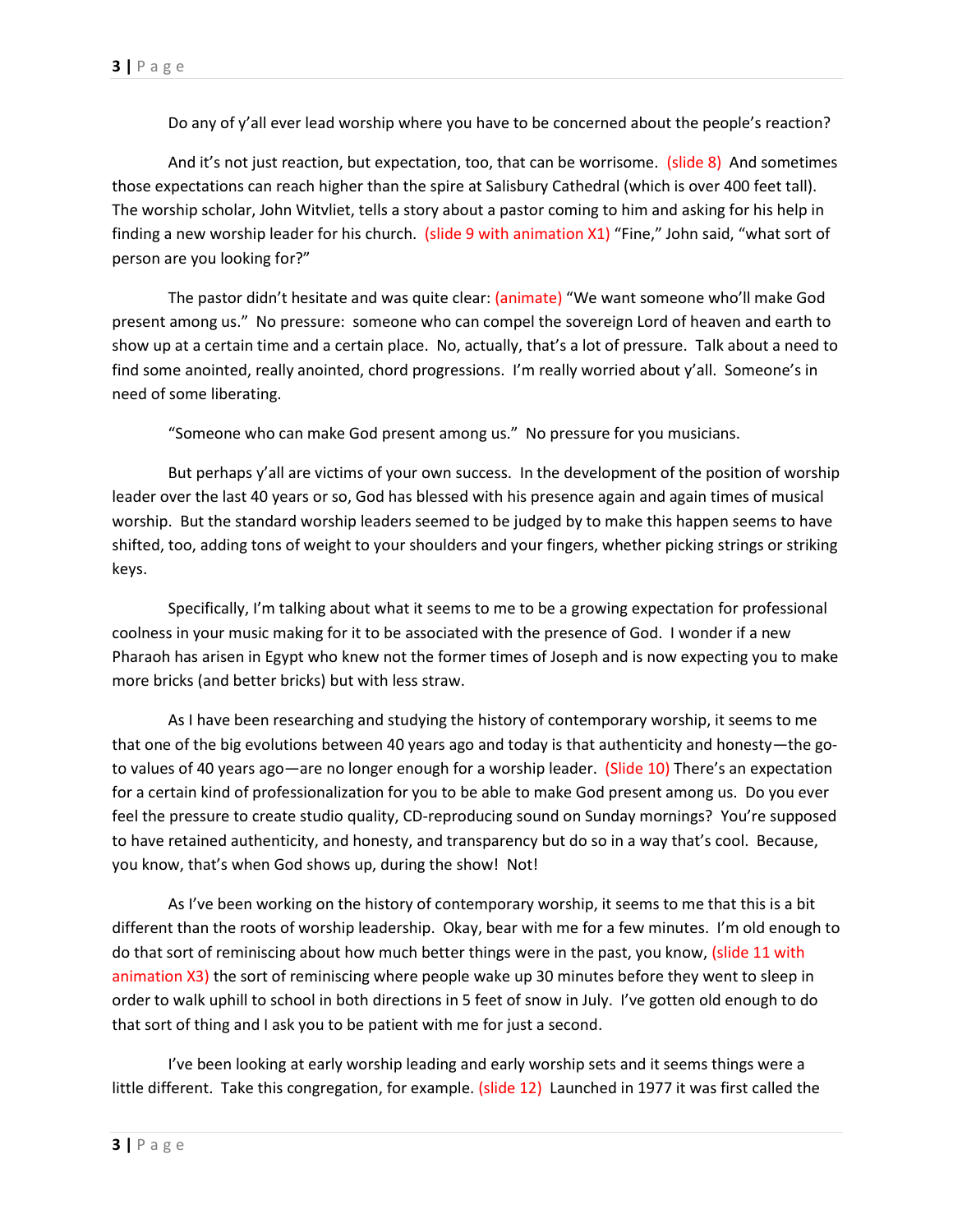Do any of y'all ever lead worship where you have to be concerned about the people's reaction?

And it's not just reaction, but expectation, too, that can be worrisome. (slide 8) And sometimes those expectations can reach higher than the spire at Salisbury Cathedral (which is over 400 feet tall). The worship scholar, John Witvliet, tells a story about a pastor coming to him and asking for his help in finding a new worship leader for his church. (slide 9 with animation X1) "Fine," John said, "what sort of person are you looking for?"

The pastor didn't hesitate and was quite clear: (animate) "We want someone who'll make God present among us." No pressure: someone who can compel the sovereign Lord of heaven and earth to show up at a certain time and a certain place. No, actually, that's a lot of pressure. Talk about a need to find some anointed, really anointed, chord progressions. I'm really worried about y'all. Someone's in need of some liberating.

"Someone who can make God present among us." No pressure for you musicians.

But perhaps y'all are victims of your own success. In the development of the position of worship leader over the last 40 years or so, God has blessed with his presence again and again times of musical worship. But the standard worship leaders seemed to be judged by to make this happen seems to have shifted, too, adding tons of weight to your shoulders and your fingers, whether picking strings or striking keys.

Specifically, I'm talking about what it seems to me to be a growing expectation for professional coolness in your music making for it to be associated with the presence of God. I wonder if a new Pharaoh has arisen in Egypt who knew not the former times of Joseph and is now expecting you to make more bricks (and better bricks) but with less straw.

As I have been researching and studying the history of contemporary worship, it seems to me that one of the big evolutions between 40 years ago and today is that authenticity and honesty—the go-to values of 40 years ago—are no longer enough for a worship leader. (Slide 10) There's an expectation for a certain kind of professionalization for you to be able to make God present among us. Do you ever feel the pressure to create studio quality, CD-reproducing sound on Sunday mornings? You're supposed to have retained authenticity, and honesty, and transparency but do so in a way that's cool. Because, you know, that's when God shows up, during the show! Not!

As I've been working on the history of contemporary worship, it seems to me that this is a bit different than the roots of worship leadership. Okay, bear with me for a few minutes. I'm old enough to do that sort of reminiscing about how much better things were in the past, you know, (slide 11 with animation X3) the sort of reminiscing where people wake up 30 minutes before they went to sleep in order to walk uphill to school in both directions in 5 feet of snow in July. I've gotten old enough to do that sort of thing and I ask you to be patient with me for just a second.

I've been looking at early worship leading and early worship sets and it seems things were a little different. Take this congregation, for example. (slide 12) Launched in 1977 it was first called the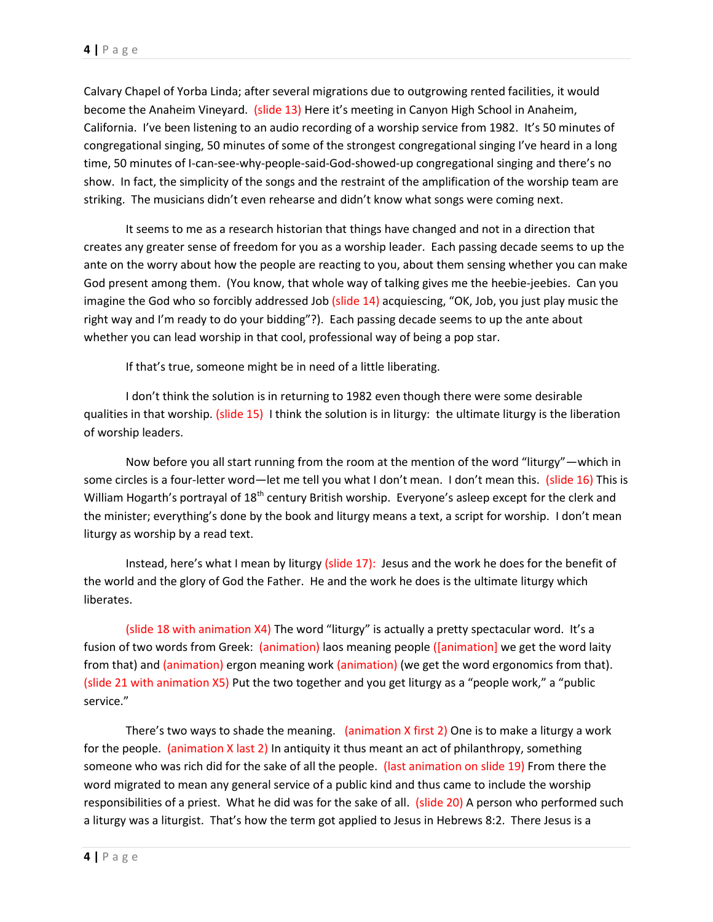Calvary Chapel of Yorba Linda; after several migrations due to outgrowing rented facilities, it would become the Anaheim Vineyard. (slide 13) Here it's meeting in Canyon High School in Anaheim, California. I've been listening to an audio recording of a worship service from 1982. It's 50 minutes of congregational singing, 50 minutes of some of the strongest congregational singing I've heard in a long time, 50 minutes of I-can-see-why-people-said-God-showed-up congregational singing and there's no show. In fact, the simplicity of the songs and the restraint of the amplification of the worship team are striking. The musicians didn't even rehearse and didn't know what songs were coming next.

It seems to me as a research historian that things have changed and not in a direction that creates any greater sense of freedom for you as a worship leader. Each passing decade seems to up the ante on the worry about how the people are reacting to you, about them sensing whether you can make God present among them. (You know, that whole way of talking gives me the heebie-jeebies. Can you imagine the God who so forcibly addressed Job (slide 14) acquiescing, "OK, Job, you just play music the right way and I'm ready to do your bidding"?). Each passing decade seems to up the ante about whether you can lead worship in that cool, professional way of being a pop star.

If that's true, someone might be in need of a little liberating.

I don't think the solution is in returning to 1982 even though there were some desirable qualities in that worship. (slide 15) I think the solution is in liturgy: the ultimate liturgy is the liberation of worship leaders.

Now before you all start running from the room at the mention of the word "liturgy"—which in some circles is a four-letter word—let me tell you what I don't mean. I don't mean this. (slide 16) This is William Hogarth's portrayal of 18th century British worship. Everyone's asleep except for the clerk and the minister; everything's done by the book and liturgy means a text, a script for worship. I don't mean liturgy as worship by a read text.

Instead, here's what I mean by liturgy (slide 17): Jesus and the work he does for the benefit of the world and the glory of God the Father. He and the work he does is the ultimate liturgy which liberates.

(slide 18 with animation X4) The word "liturgy" is actually a pretty spectacular word. It's a fusion of two words from Greek: (animation) laos meaning people ([animation] we get the word laity from that) and (animation) ergon meaning work (animation) (we get the word ergonomics from that). (slide 21 with animation X5) Put the two together and you get liturgy as a "people work," a "public service."

There's two ways to shade the meaning. (animation X first 2) One is to make a liturgy a work for the people. (animation X last 2) In antiquity it thus meant an act of philanthropy, something someone who was rich did for the sake of all the people. (last animation on slide 19) From there the word migrated to mean any general service of a public kind and thus came to include the worship responsibilities of a priest. What he did was for the sake of all. (slide 20) A person who performed such a liturgy was a liturgist. That's how the term got applied to Jesus in Hebrews 8:2. There Jesus is a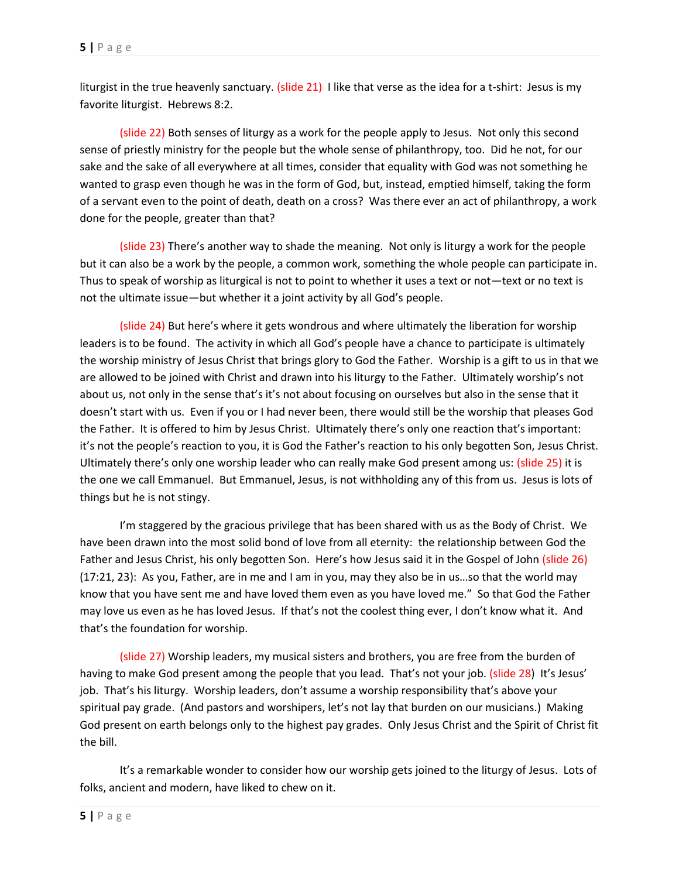liturgist in the true heavenly sanctuary. (slide 21) I like that verse as the idea for a t-shirt: Jesus is my favorite liturgist. Hebrews 8:2.

(slide 22) Both senses of liturgy as a work for the people apply to Jesus. Not only this second sense of priestly ministry for the people but the whole sense of philanthropy, too. Did he not, for our sake and the sake of all everywhere at all times, consider that equality with God was not something he wanted to grasp even though he was in the form of God, but, instead, emptied himself, taking the form of a servant even to the point of death, death on a cross? Was there ever an act of philanthropy, a work done for the people, greater than that?

(slide 23) There's another way to shade the meaning. Not only is liturgy a work for the people but it can also be a work by the people, a common work, something the whole people can participate in. Thus to speak of worship as liturgical is not to point to whether it uses a text or not—text or no text is not the ultimate issue—but whether it a joint activity by all God's people.

(slide 24) But here's where it gets wondrous and where ultimately the liberation for worship leaders is to be found. The activity in which all God's people have a chance to participate is ultimately the worship ministry of Jesus Christ that brings glory to God the Father. Worship is a gift to us in that we are allowed to be joined with Christ and drawn into his liturgy to the Father. Ultimately worship's not about us, not only in the sense that's it's not about focusing on ourselves but also in the sense that it doesn't start with us. Even if you or I had never been, there would still be the worship that pleases God the Father. It is offered to him by Jesus Christ. Ultimately there's only one reaction that's important: it's not the people's reaction to you, it is God the Father's reaction to his only begotten Son, Jesus Christ. Ultimately there's only one worship leader who can really make God present among us: (slide 25) it is the one we call Emmanuel. But Emmanuel, Jesus, is not withholding any of this from us. Jesus is lots of things but he is not stingy.

I'm staggered by the gracious privilege that has been shared with us as the Body of Christ. We have been drawn into the most solid bond of love from all eternity: the relationship between God the Father and Jesus Christ, his only begotten Son. Here's how Jesus said it in the Gospel of John (slide 26) (17:21, 23): As you, Father, are in me and I am in you, may they also be in us…so that the world may know that you have sent me and have loved them even as you have loved me." So that God the Father may love us even as he has loved Jesus. If that's not the coolest thing ever, I don't know what it. And that's the foundation for worship.

(slide 27) Worship leaders, my musical sisters and brothers, you are free from the burden of having to make God present among the people that you lead. That's not your job. (slide 28) It's Jesus' job. That's his liturgy. Worship leaders, don't assume a worship responsibility that's above your spiritual pay grade. (And pastors and worshipers, let's not lay that burden on our musicians.) Making God present on earth belongs only to the highest pay grades. Only Jesus Christ and the Spirit of Christ fit the bill.

It's a remarkable wonder to consider how our worship gets joined to the liturgy of Jesus. Lots of folks, ancient and modern, have liked to chew on it.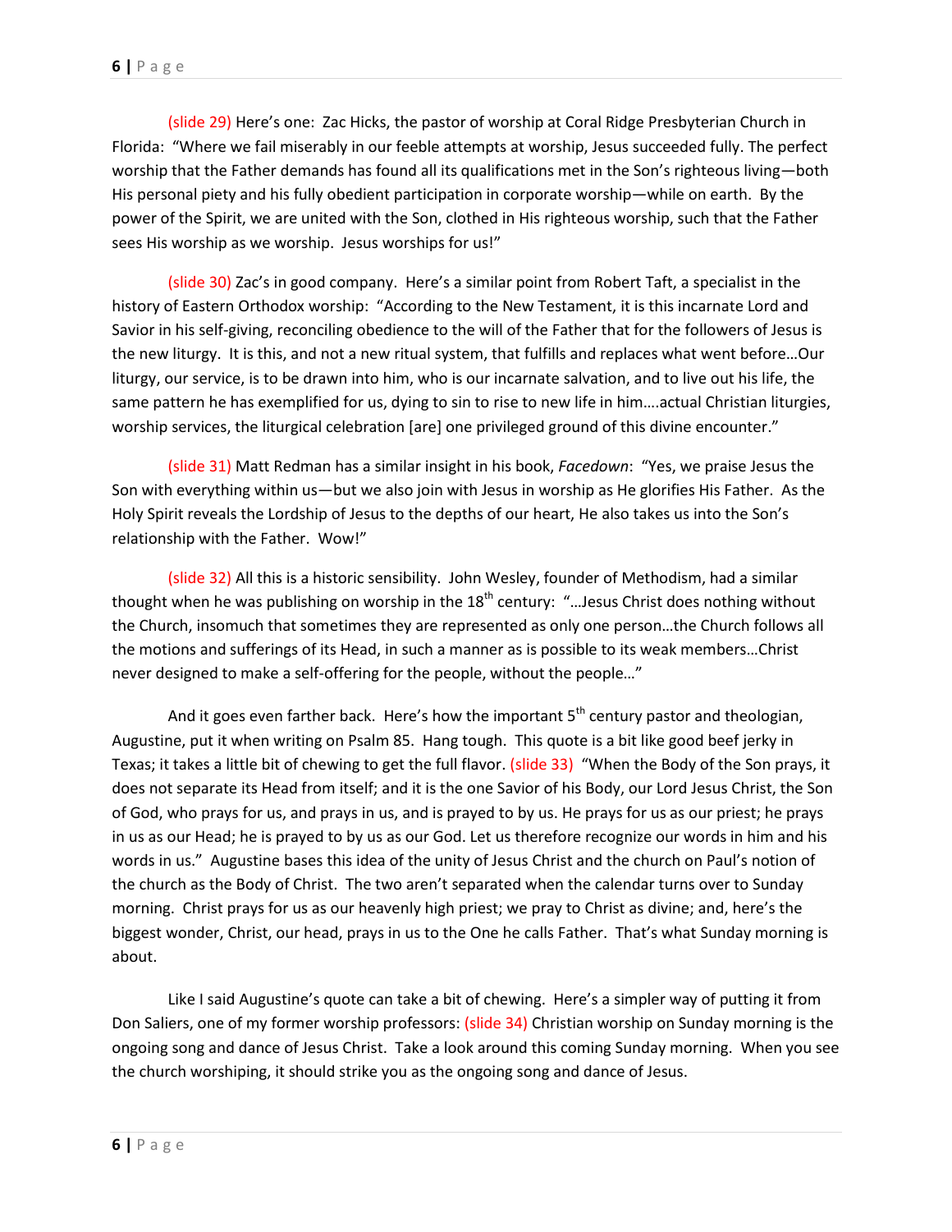(slide 29) Here's one: Zac Hicks, the pastor of worship at Coral Ridge Presbyterian Church in Florida: "Where we fail miserably in our feeble attempts at worship, Jesus succeeded fully. The perfect worship that the Father demands has found all its qualifications met in the Son's righteous living—both His personal piety and his fully obedient participation in corporate worship—while on earth. By the power of the Spirit, we are united with the Son, clothed in His righteous worship, such that the Father sees His worship as we worship. Jesus worships for us!"

(slide 30) Zac's in good company. Here's a similar point from Robert Taft, a specialist in the history of Eastern Orthodox worship: "According to the New Testament, it is this incarnate Lord and Savior in his self-giving, reconciling obedience to the will of the Father that for the followers of Jesus is the new liturgy. It is this, and not a new ritual system, that fulfills and replaces what went before…Our liturgy, our service, is to be drawn into him, who is our incarnate salvation, and to live out his life, the same pattern he has exemplified for us, dying to sin to rise to new life in him….actual Christian liturgies, worship services, the liturgical celebration [are] one privileged ground of this divine encounter."

(slide 31) Matt Redman has a similar insight in his book, *Facedown*: "Yes, we praise Jesus the Son with everything within us—but we also join with Jesus in worship as He glorifies His Father. As the Holy Spirit reveals the Lordship of Jesus to the depths of our heart, He also takes us into the Son's relationship with the Father. Wow!"

(slide 32) All this is a historic sensibility. John Wesley, founder of Methodism, had a similar thought when he was publishing on worship in the 18th century: "…Jesus Christ does nothing without the Church, insomuch that sometimes they are represented as only one person…the Church follows all the motions and sufferings of its Head, in such a manner as is possible to its weak members…Christ never designed to make a self-offering for the people, without the people…"

And it goes even farther back. Here's how the important 5th century pastor and theologian, Augustine, put it when writing on Psalm 85. Hang tough. This quote is a bit like good beef jerky in Texas; it takes a little bit of chewing to get the full flavor. (slide 33) "When the Body of the Son prays, it does not separate its Head from itself; and it is the one Savior of his Body, our Lord Jesus Christ, the Son of God, who prays for us, and prays in us, and is prayed to by us. He prays for us as our priest; he prays in us as our Head; he is prayed to by us as our God. Let us therefore recognize our words in him and his words in us." Augustine bases this idea of the unity of Jesus Christ and the church on Paul's notion of the church as the Body of Christ. The two aren't separated when the calendar turns over to Sunday morning. Christ prays for us as our heavenly high priest; we pray to Christ as divine; and, here's the biggest wonder, Christ, our head, prays in us to the One he calls Father. That's what Sunday morning is about.

Like I said Augustine's quote can take a bit of chewing. Here's a simpler way of putting it from Don Saliers, one of my former worship professors: (slide 34) Christian worship on Sunday morning is the ongoing song and dance of Jesus Christ. Take a look around this coming Sunday morning. When you see the church worshiping, it should strike you as the ongoing song and dance of Jesus.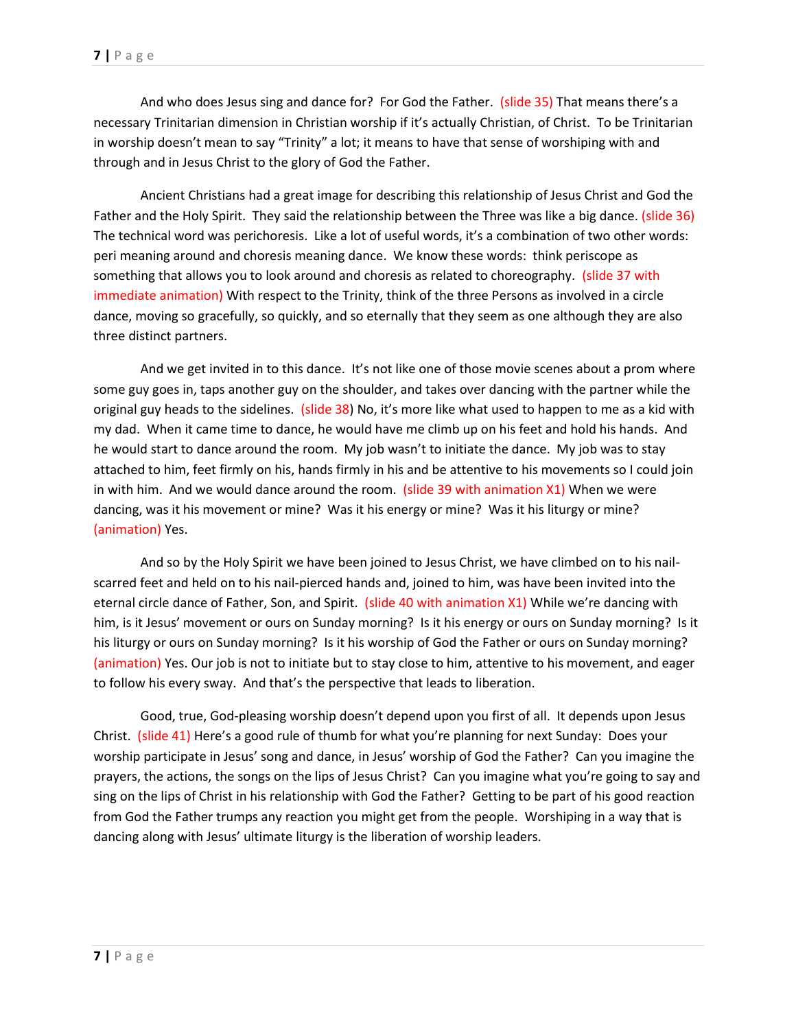And who does Jesus sing and dance for? For God the Father. (slide 35) That means there's a necessary Trinitarian dimension in Christian worship if it's actually Christian, of Christ. To be Trinitarian in worship doesn't mean to say "Trinity" a lot; it means to have that sense of worshiping with and through and in Jesus Christ to the glory of God the Father.

Ancient Christians had a great image for describing this relationship of Jesus Christ and God the Father and the Holy Spirit. They said the relationship between the Three was like a big dance. (slide 36) The technical word was perichoresis. Like a lot of useful words, it's a combination of two other words: peri meaning around and choresis meaning dance. We know these words: think periscope as something that allows you to look around and choresis as related to choreography. (slide 37 with immediate animation) With respect to the Trinity, think of the three Persons as involved in a circle dance, moving so gracefully, so quickly, and so eternally that they seem as one although they are also three distinct partners.

And we get invited in to this dance. It's not like one of those movie scenes about a prom where some guy goes in, taps another guy on the shoulder, and takes over dancing with the partner while the original guy heads to the sidelines. (slide 38) No, it's more like what used to happen to me as a kid with my dad. When it came time to dance, he would have me climb up on his feet and hold his hands. And he would start to dance around the room. My job wasn't to initiate the dance. My job was to stay attached to him, feet firmly on his, hands firmly in his and be attentive to his movements so I could join in with him. And we would dance around the room. (slide 39 with animation X1) When we were dancing, was it his movement or mine? Was it his energy or mine? Was it his liturgy or mine? (animation) Yes.

And so by the Holy Spirit we have been joined to Jesus Christ, we have climbed on to his nail-scarred feet and held on to his nail-pierced hands and, joined to him, was have been invited into the eternal circle dance of Father, Son, and Spirit. (slide 40 with animation X1) While we're dancing with him, is it Jesus' movement or ours on Sunday morning? Is it his energy or ours on Sunday morning? Is it his liturgy or ours on Sunday morning? Is it his worship of God the Father or ours on Sunday morning? (animation) Yes. Our job is not to initiate but to stay close to him, attentive to his movement, and eager to follow his every sway. And that's the perspective that leads to liberation.

Good, true, God-pleasing worship doesn't depend upon you first of all. It depends upon Jesus Christ. (slide 41) Here's a good rule of thumb for what you're planning for next Sunday: Does your worship participate in Jesus' song and dance, in Jesus' worship of God the Father? Can you imagine the prayers, the actions, the songs on the lips of Jesus Christ? Can you imagine what you're going to say and sing on the lips of Christ in his relationship with God the Father? Getting to be part of his good reaction from God the Father trumps any reaction you might get from the people. Worshiping in a way that is dancing along with Jesus' ultimate liturgy is the liberation of worship leaders.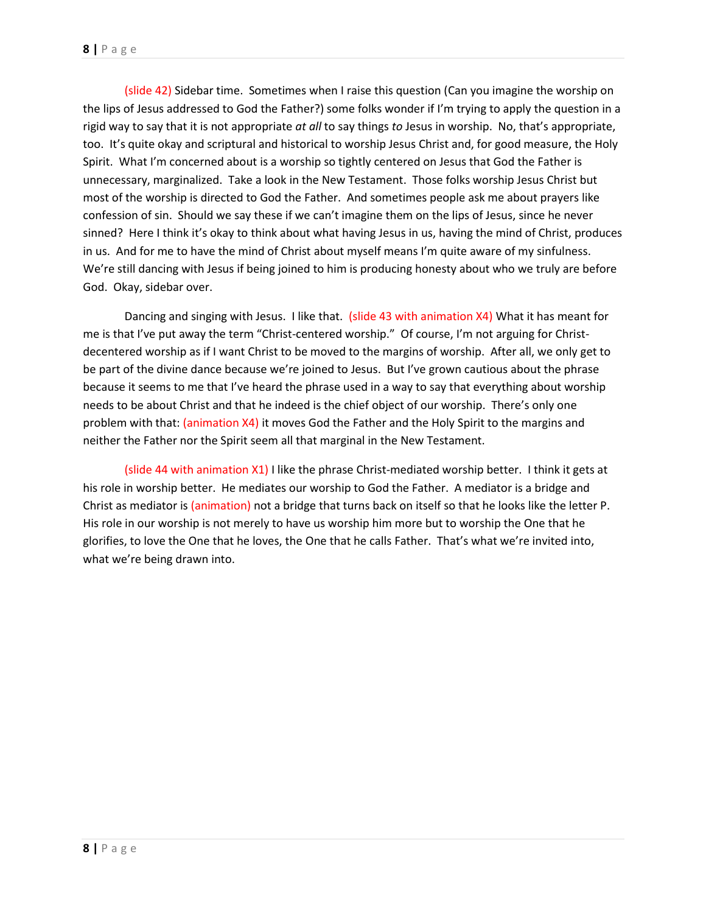(slide 42) Sidebar time. Sometimes when I raise this question (Can you imagine the worship on the lips of Jesus addressed to God the Father?) some folks wonder if I'm trying to apply the question in a rigid way to say that it is not appropriate *at all* to say things *to* Jesus in worship. No, that's appropriate, too. It's quite okay and scriptural and historical to worship Jesus Christ and, for good measure, the Holy Spirit. What I'm concerned about is a worship so tightly centered on Jesus that God the Father is unnecessary, marginalized. Take a look in the New Testament. Those folks worship Jesus Christ but most of the worship is directed to God the Father. And sometimes people ask me about prayers like confession of sin. Should we say these if we can't imagine them on the lips of Jesus, since he never sinned? Here I think it's okay to think about what having Jesus in us, having the mind of Christ, produces in us. And for me to have the mind of Christ about myself means I'm quite aware of my sinfulness. We're still dancing with Jesus if being joined to him is producing honesty about who we truly are before God. Okay, sidebar over.

Dancing and singing with Jesus. I like that. (slide 43 with animation X4) What it has meant for me is that I've put away the term "Christ-centered worship." Of course, I'm not arguing for Christ-decentered worship as if I want Christ to be moved to the margins of worship. After all, we only get to be part of the divine dance because we're joined to Jesus. But I've grown cautious about the phrase because it seems to me that I've heard the phrase used in a way to say that everything about worship needs to be about Christ and that he indeed is the chief object of our worship. There's only one problem with that: (animation X4) it moves God the Father and the Holy Spirit to the margins and neither the Father nor the Spirit seem all that marginal in the New Testament.

(slide 44 with animation X1) I like the phrase Christ-mediated worship better. I think it gets at his role in worship better. He mediates our worship to God the Father. A mediator is a bridge and Christ as mediator is (animation) not a bridge that turns back on itself so that he looks like the letter P. His role in our worship is not merely to have us worship him more but to worship the One that he glorifies, to love the One that he loves, the One that he calls Father. That's what we're invited into, what we're being drawn into.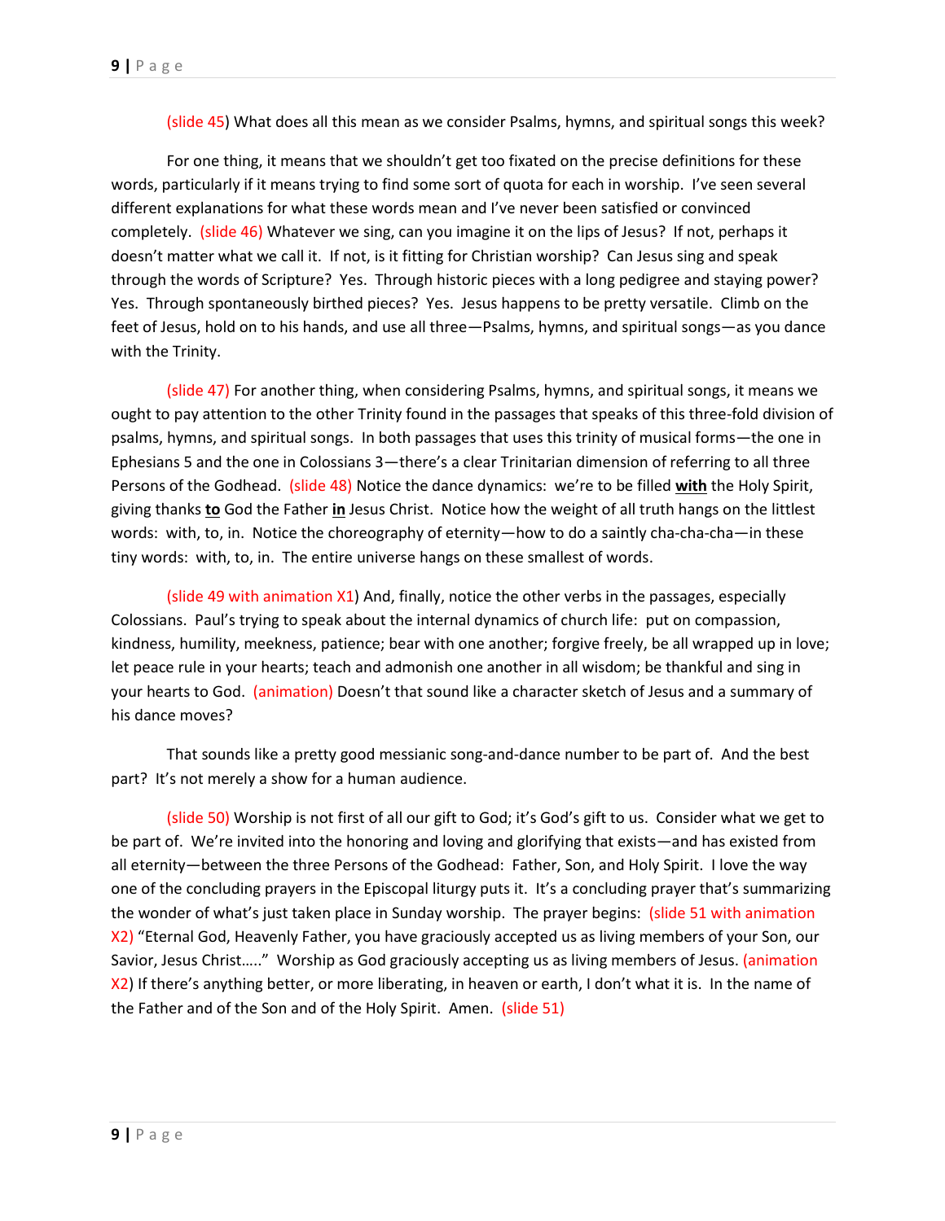(slide 45) What does all this mean as we consider Psalms, hymns, and spiritual songs this week?

For one thing, it means that we shouldn't get too fixated on the precise definitions for these words, particularly if it means trying to find some sort of quota for each in worship. I've seen several different explanations for what these words mean and I've never been satisfied or convinced completely. (slide 46) Whatever we sing, can you imagine it on the lips of Jesus? If not, perhaps it doesn't matter what we call it. If not, is it fitting for Christian worship? Can Jesus sing and speak through the words of Scripture? Yes. Through historic pieces with a long pedigree and staying power? Yes. Through spontaneously birthed pieces? Yes. Jesus happens to be pretty versatile. Climb on the feet of Jesus, hold on to his hands, and use all three—Psalms, hymns, and spiritual songs—as you dance with the Trinity.

(slide 47) For another thing, when considering Psalms, hymns, and spiritual songs, it means we ought to pay attention to the other Trinity found in the passages that speaks of this three-fold division of psalms, hymns, and spiritual songs. In both passages that uses this trinity of musical forms—the one in Ephesians 5 and the one in Colossians 3—there's a clear Trinitarian dimension of referring to all three Persons of the Godhead. (slide 48) Notice the dance dynamics: we're to be filled **with** the Holy Spirit, giving thanks **to** God the Father **in** Jesus Christ. Notice how the weight of all truth hangs on the littlest words: with, to, in. Notice the choreography of eternity—how to do a saintly cha-cha-cha—in these tiny words: with, to, in. The entire universe hangs on these smallest of words.

(slide 49 with animation X1) And, finally, notice the other verbs in the passages, especially Colossians. Paul's trying to speak about the internal dynamics of church life: put on compassion, kindness, humility, meekness, patience; bear with one another; forgive freely, be all wrapped up in love; let peace rule in your hearts; teach and admonish one another in all wisdom; be thankful and sing in your hearts to God. (animation) Doesn't that sound like a character sketch of Jesus and a summary of his dance moves?

That sounds like a pretty good messianic song-and-dance number to be part of. And the best part? It's not merely a show for a human audience.

(slide 50) Worship is not first of all our gift to God; it's God's gift to us. Consider what we get to be part of. We're invited into the honoring and loving and glorifying that exists—and has existed from all eternity—between the three Persons of the Godhead: Father, Son, and Holy Spirit. I love the way one of the concluding prayers in the Episcopal liturgy puts it. It's a concluding prayer that's summarizing the wonder of what's just taken place in Sunday worship. The prayer begins: (slide 51 with animation X2) "Eternal God, Heavenly Father, you have graciously accepted us as living members of your Son, our Savior, Jesus Christ….." Worship as God graciously accepting us as living members of Jesus. (animation X2) If there's anything better, or more liberating, in heaven or earth, I don't what it is. In the name of the Father and of the Son and of the Holy Spirit. Amen. (slide 51)